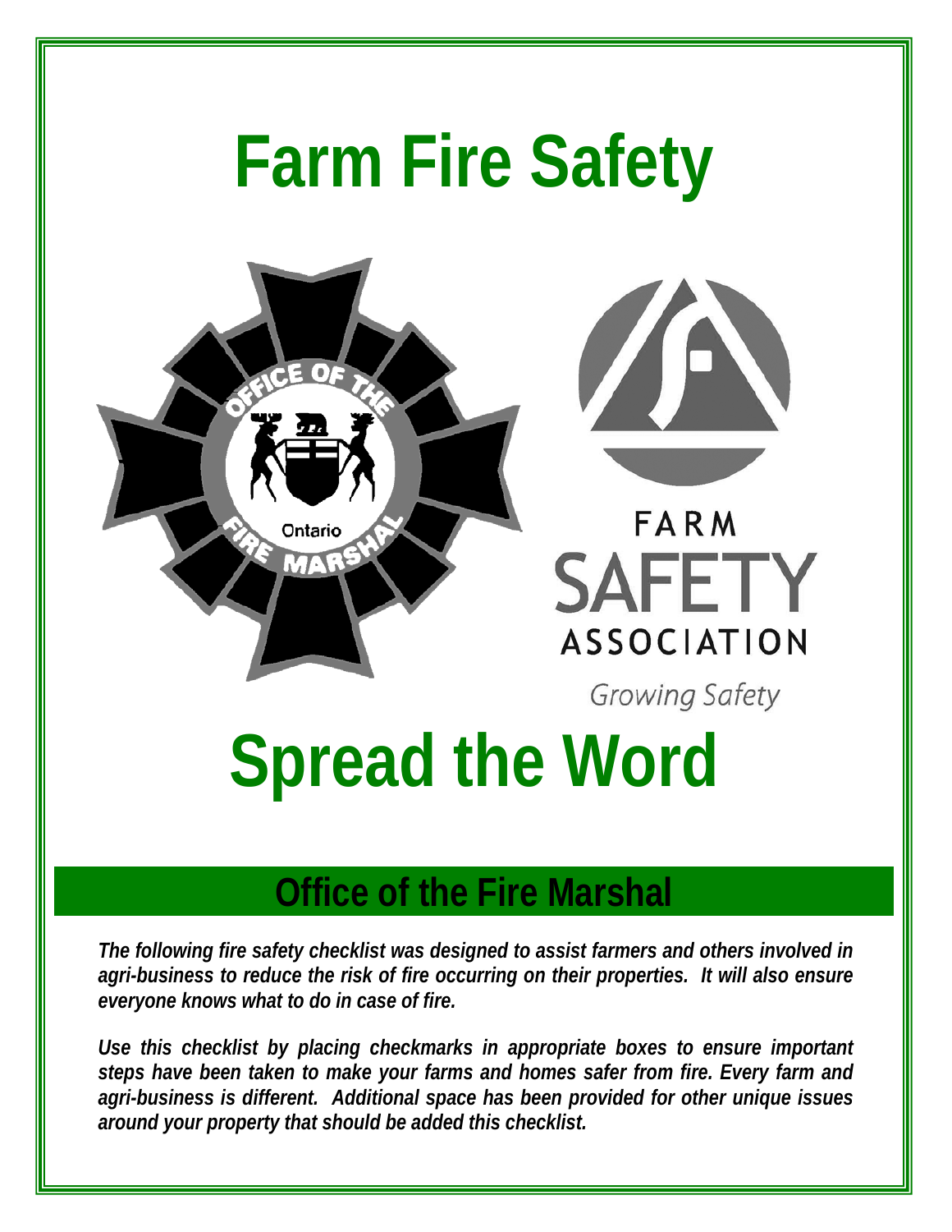# Farm Fire Safety

FARM SAFETY ASSOCIATION

Growing Safety

# Spread the Word

## Office of the Fire Marshal

***The following fire safety checklist was designed to assist farmers and others involved in agri-business to reduce the risk of fire occurring on their properties. It will also ensure everyone knows what to do in case of fire.***

***Use this checklist by placing checkmarks in appropriate boxes to ensure important steps have been taken to make your farms and homes safer from fire. Every farm and agri-business is different. Additional space has been provided for other unique issues around your property that should be added this checklist.***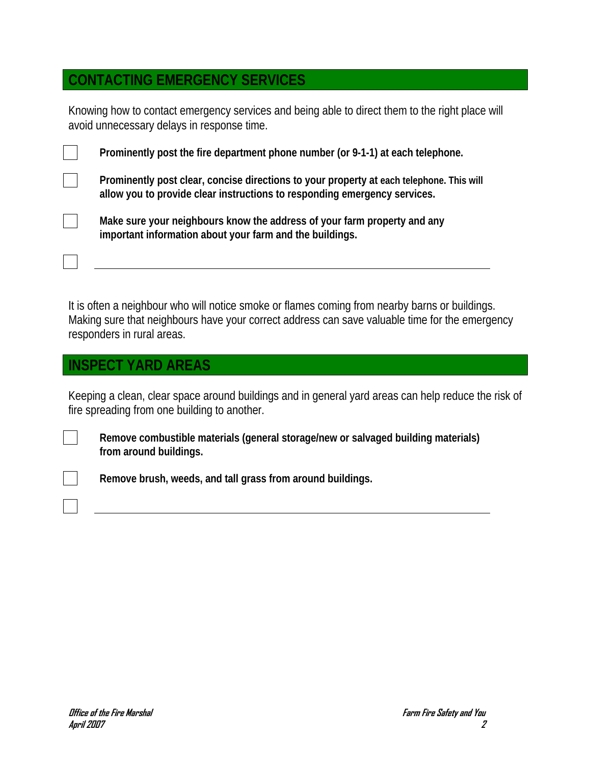## CONTACTING EMERGENCY SERVICES

Knowing how to contact emergency services and being able to direct them to the right place will avoid unnecessary delays in response time.

- [ ] **Prominently post the fire department phone number (or 9-1-1) at each telephone.**
- [ ] **Prominently post clear, concise directions to your property at each telephone. This will allow you to provide clear instructions to responding emergency services.**
- [ ] **Make sure your neighbours know the address of your farm property and any important information about your farm and the buildings.**
- [ ] ______________________________________________

It is often a neighbour who will notice smoke or flames coming from nearby barns or buildings. Making sure that neighbours have your correct address can save valuable time for the emergency responders in rural areas.

## INSPECT YARD AREAS

Keeping a clean, clear space around buildings and in general yard areas can help reduce the risk of fire spreading from one building to another.

- [ ] **Remove combustible materials (general storage/new or salvaged building materials) from around buildings.**
- [ ] **Remove brush, weeds, and tall grass from around buildings.**
- [ ] ______________________________________________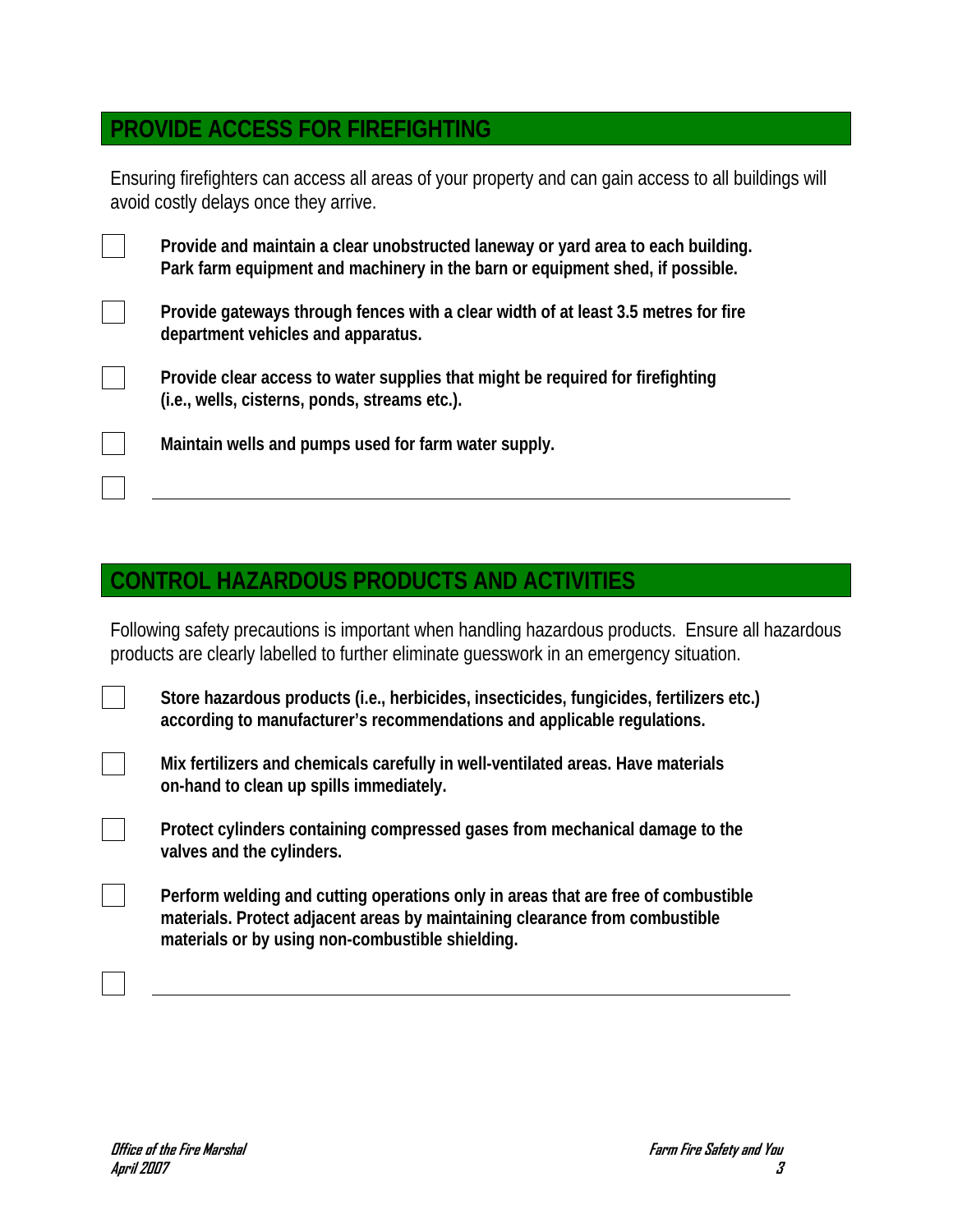## PROVIDE ACCESS FOR FIREFIGHTING

Ensuring firefighters can access all areas of your property and can gain access to all buildings will avoid costly delays once they arrive.

- [ ] **Provide and maintain a clear unobstructed laneway or yard area to each building. Park farm equipment and machinery in the barn or equipment shed, if possible.**
- [ ] **Provide gateways through fences with a clear width of at least 3.5 metres for fire department vehicles and apparatus.**
- [ ] **Provide clear access to water supplies that might be required for firefighting (i.e., wells, cisterns, ponds, streams etc.).**
- [ ] **Maintain wells and pumps used for farm water supply.**
- [ ] ______________________________________________

## CONTROL HAZARDOUS PRODUCTS AND ACTIVITIES

Following safety precautions is important when handling hazardous products. Ensure all hazardous products are clearly labelled to further eliminate guesswork in an emergency situation.

- [ ] **Store hazardous products (i.e., herbicides, insecticides, fungicides, fertilizers etc.) according to manufacturer's recommendations and applicable regulations.**
- [ ] **Mix fertilizers and chemicals carefully in well-ventilated areas. Have materials on-hand to clean up spills immediately.**
- [ ] **Protect cylinders containing compressed gases from mechanical damage to the valves and the cylinders.**
- [ ] **Perform welding and cutting operations only in areas that are free of combustible materials. Protect adjacent areas by maintaining clearance from combustible materials or by using non-combustible shielding.**
- [ ] ______________________________________________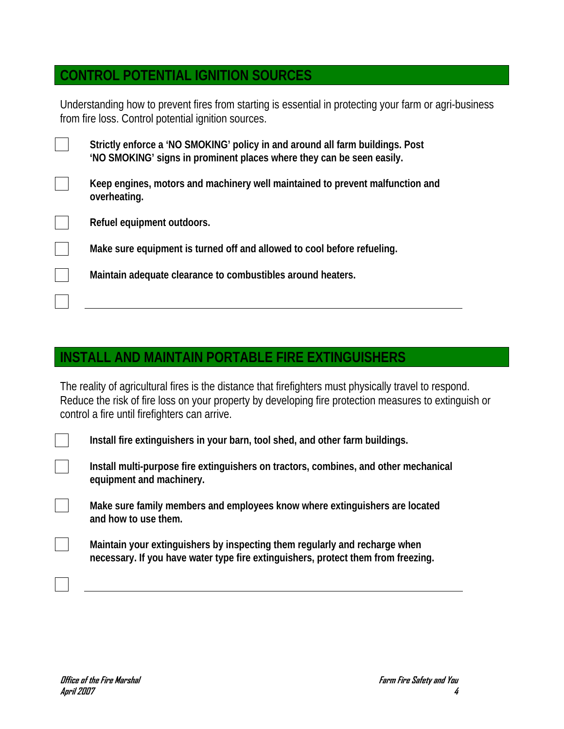## CONTROL POTENTIAL IGNITION SOURCES

Understanding how to prevent fires from starting is essential in protecting your farm or agri-business from fire loss. Control potential ignition sources.

- [ ] **Strictly enforce a 'NO SMOKING' policy in and around all farm buildings. Post 'NO SMOKING' signs in prominent places where they can be seen easily.**
- [ ] **Keep engines, motors and machinery well maintained to prevent malfunction and overheating.**
- [ ] **Refuel equipment outdoors.**
- [ ] **Make sure equipment is turned off and allowed to cool before refueling.**
- [ ] **Maintain adequate clearance to combustibles around heaters.**
- [ ] ______________________________________________

## INSTALL AND MAINTAIN PORTABLE FIRE EXTINGUISHERS

The reality of agricultural fires is the distance that firefighters must physically travel to respond. Reduce the risk of fire loss on your property by developing fire protection measures to extinguish or control a fire until firefighters can arrive.

- [ ] **Install fire extinguishers in your barn, tool shed, and other farm buildings.**
- [ ] **Install multi-purpose fire extinguishers on tractors, combines, and other mechanical equipment and machinery.**
- [ ] **Make sure family members and employees know where extinguishers are located and how to use them.**
- [ ] **Maintain your extinguishers by inspecting them regularly and recharge when necessary. If you have water type fire extinguishers, protect them from freezing.**
- [ ] ______________________________________________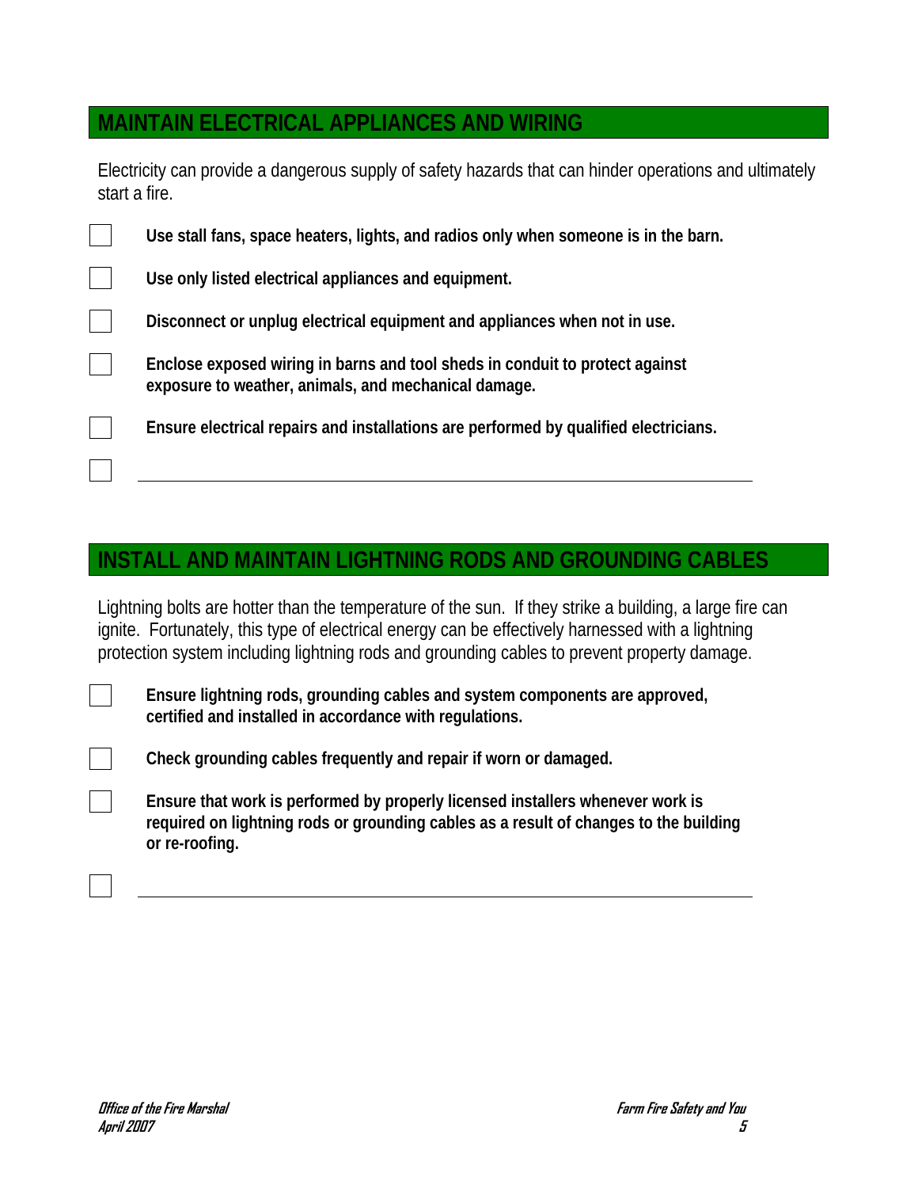## MAINTAIN ELECTRICAL APPLIANCES AND WIRING

Electricity can provide a dangerous supply of safety hazards that can hinder operations and ultimately start a fire.

- [ ] **Use stall fans, space heaters, lights, and radios only when someone is in the barn.**
- [ ] **Use only listed electrical appliances and equipment.**
- [ ] **Disconnect or unplug electrical equipment and appliances when not in use.**
- [ ] **Enclose exposed wiring in barns and tool sheds in conduit to protect against exposure to weather, animals, and mechanical damage.**
- [ ] **Ensure electrical repairs and installations are performed by qualified electricians.**
- [ ] ______________________________________________

## INSTALL AND MAINTAIN LIGHTNING RODS AND GROUNDING CABLES

Lightning bolts are hotter than the temperature of the sun. If they strike a building, a large fire can ignite. Fortunately, this type of electrical energy can be effectively harnessed with a lightning protection system including lightning rods and grounding cables to prevent property damage.

- [ ] **Ensure lightning rods, grounding cables and system components are approved, certified and installed in accordance with regulations.**
- [ ] **Check grounding cables frequently and repair if worn or damaged.**
- [ ] **Ensure that work is performed by properly licensed installers whenever work is required on lightning rods or grounding cables as a result of changes to the building or re-roofing.**
- [ ] ______________________________________________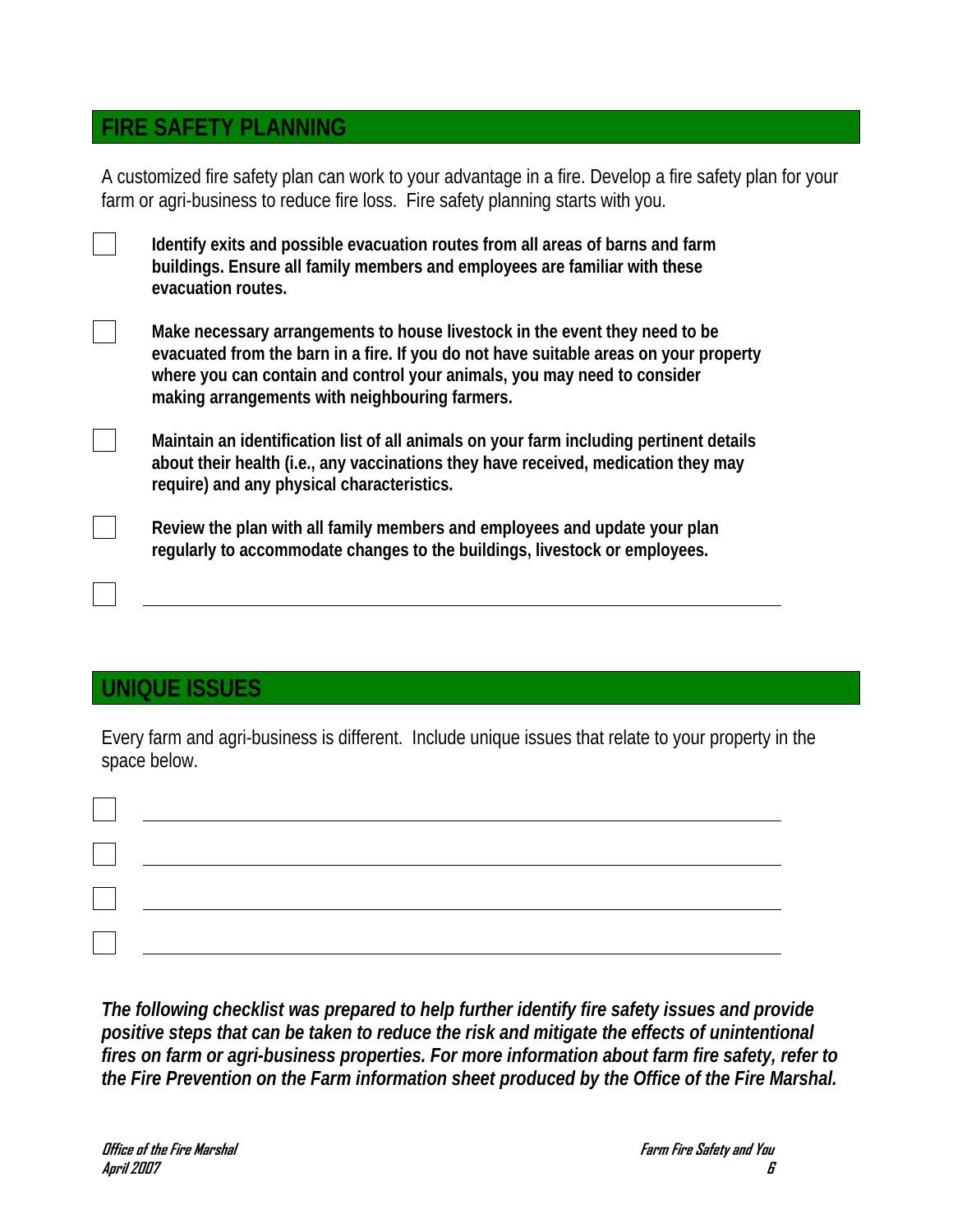## FIRE SAFETY PLANNING

A customized fire safety plan can work to your advantage in a fire. Develop a fire safety plan for your farm or agri-business to reduce fire loss. Fire safety planning starts with you.

- [ ] **Identify exits and possible evacuation routes from all areas of barns and farm buildings. Ensure all family members and employees are familiar with these evacuation routes.**
- [ ] **Make necessary arrangements to house livestock in the event they need to be evacuated from the barn in a fire. If you do not have suitable areas on your property where you can contain and control your animals, you may need to consider making arrangements with neighbouring farmers.**
- [ ] **Maintain an identification list of all animals on your farm including pertinent details about their health (i.e., any vaccinations they have received, medication they may require) and any physical characteristics.**
- [ ] **Review the plan with all family members and employees and update your plan regularly to accommodate changes to the buildings, livestock or employees.**
- [ ] ______________________________

## UNIQUE ISSUES

Every farm and agri-business is different. Include unique issues that relate to your property in the space below.

- [ ] ______________________________
- [ ] ______________________________
- [ ] ______________________________
- [ ] ______________________________

***The following checklist was prepared to help further identify fire safety issues and provide positive steps that can be taken to reduce the risk and mitigate the effects of unintentional fires on farm or agri-business properties. For more information about farm fire safety, refer to the Fire Prevention on the Farm information sheet produced by the Office of the Fire Marshal.***